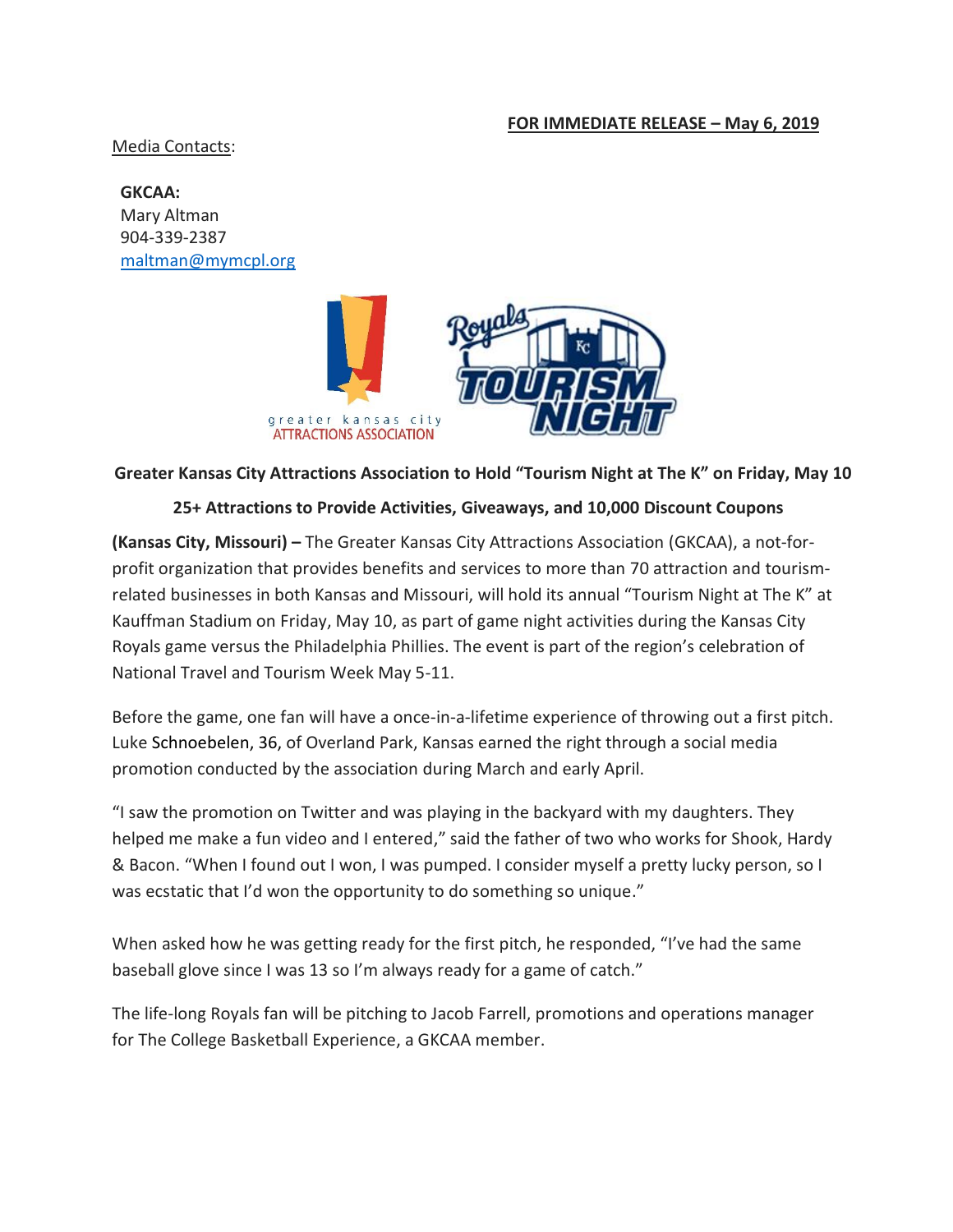**FOR IMMEDIATE RELEASE – May 6, 2019**

Media Contacts:

**GKCAA:**
Mary Altman
904-339-2387
maltman@mymcpl.org

**Greater Kansas City Attractions Association to Hold "Tourism Night at The K" on Friday, May 10**

**25+ Attractions to Provide Activities, Giveaways, and 10,000 Discount Coupons**

**(Kansas City, Missouri) –** The Greater Kansas City Attractions Association (GKCAA), a not-for-profit organization that provides benefits and services to more than 70 attraction and tourism-related businesses in both Kansas and Missouri, will hold its annual "Tourism Night at The K" at Kauffman Stadium on Friday, May 10, as part of game night activities during the Kansas City Royals game versus the Philadelphia Phillies. The event is part of the region's celebration of National Travel and Tourism Week May 5-11.

Before the game, one fan will have a once-in-a-lifetime experience of throwing out a first pitch. Luke Schnoebelen, 36, of Overland Park, Kansas earned the right through a social media promotion conducted by the association during March and early April.

"I saw the promotion on Twitter and was playing in the backyard with my daughters. They helped me make a fun video and I entered," said the father of two who works for Shook, Hardy & Bacon. "When I found out I won, I was pumped. I consider myself a pretty lucky person, so I was ecstatic that I'd won the opportunity to do something so unique."

When asked how he was getting ready for the first pitch, he responded, "I've had the same baseball glove since I was 13 so I'm always ready for a game of catch."

The life-long Royals fan will be pitching to Jacob Farrell, promotions and operations manager for The College Basketball Experience, a GKCAA member.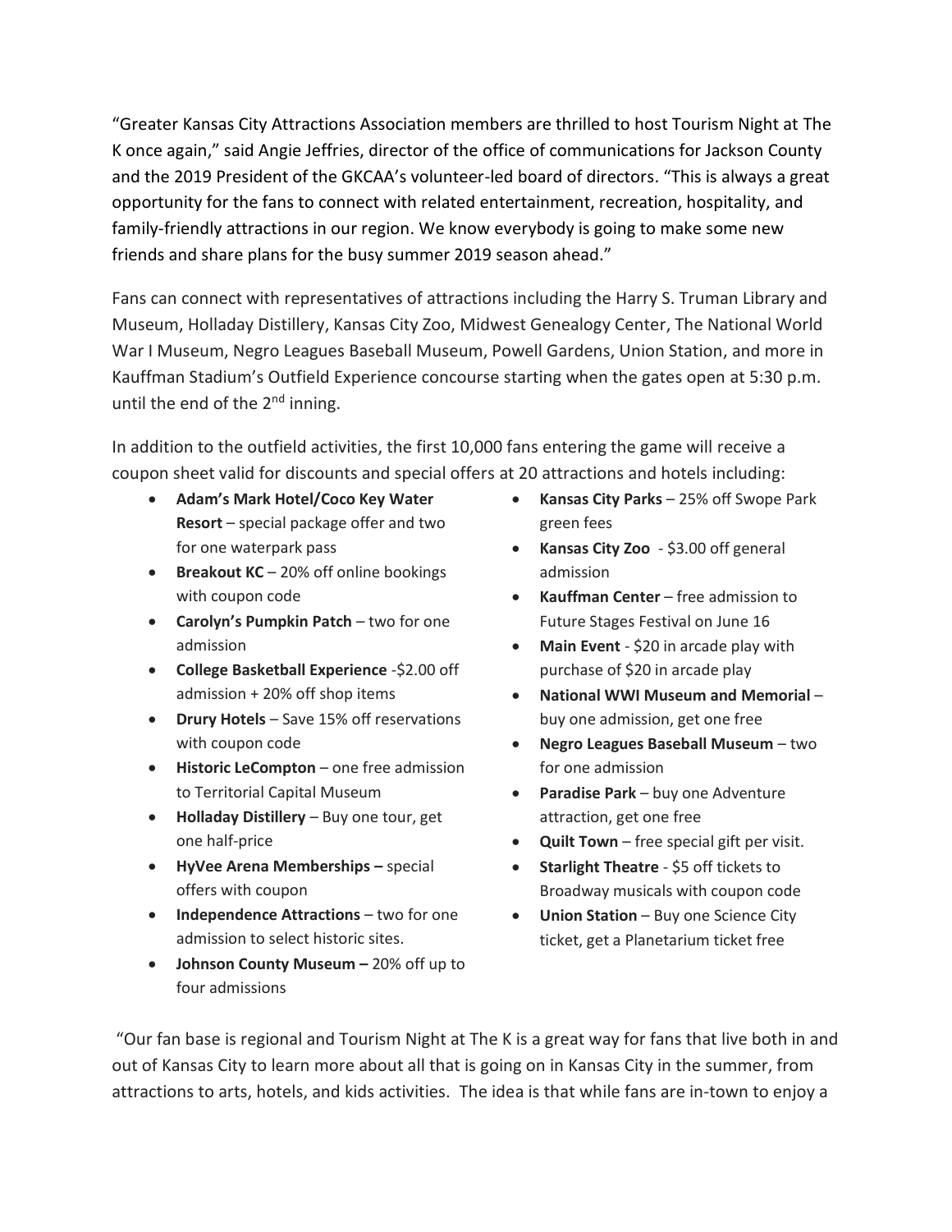"Greater Kansas City Attractions Association members are thrilled to host Tourism Night at The K once again," said Angie Jeffries, director of the office of communications for Jackson County and the 2019 President of the GKCAA's volunteer-led board of directors. "This is always a great opportunity for the fans to connect with related entertainment, recreation, hospitality, and family-friendly attractions in our region. We know everybody is going to make some new friends and share plans for the busy summer 2019 season ahead."

Fans can connect with representatives of attractions including the Harry S. Truman Library and Museum, Holladay Distillery, Kansas City Zoo, Midwest Genealogy Center, The National World War I Museum, Negro Leagues Baseball Museum, Powell Gardens, Union Station, and more in Kauffman Stadium's Outfield Experience concourse starting when the gates open at 5:30 p.m. until the end of the 2nd inning.

In addition to the outfield activities, the first 10,000 fans entering the game will receive a coupon sheet valid for discounts and special offers at 20 attractions and hotels including:

- **Adam's Mark Hotel/Coco Key Water Resort** – special package offer and two for one waterpark pass
- **Breakout KC** – 20% off online bookings with coupon code
- **Carolyn's Pumpkin Patch** – two for one admission
- **College Basketball Experience** -$2.00 off admission + 20% off shop items
- **Drury Hotels** – Save 15% off reservations with coupon code
- **Historic LeCompton** – one free admission to Territorial Capital Museum
- **Holladay Distillery** – Buy one tour, get one half-price
- **HyVee Arena Memberships –** special offers with coupon
- **Independence Attractions** – two for one admission to select historic sites.
- **Johnson County Museum –** 20% off up to four admissions
- **Kansas City Parks** – 25% off Swope Park green fees
- **Kansas City Zoo** - $3.00 off general admission
- **Kauffman Center** – free admission to Future Stages Festival on June 16
- **Main Event** - $20 in arcade play with purchase of $20 in arcade play
- **National WWI Museum and Memorial** – buy one admission, get one free
- **Negro Leagues Baseball Museum** – two for one admission
- **Paradise Park** – buy one Adventure attraction, get one free
- **Quilt Town** – free special gift per visit.
- **Starlight Theatre** - $5 off tickets to Broadway musicals with coupon code
- **Union Station** – Buy one Science City ticket, get a Planetarium ticket free

"Our fan base is regional and Tourism Night at The K is a great way for fans that live both in and out of Kansas City to learn more about all that is going on in Kansas City in the summer, from attractions to arts, hotels, and kids activities. The idea is that while fans are in-town to enjoy a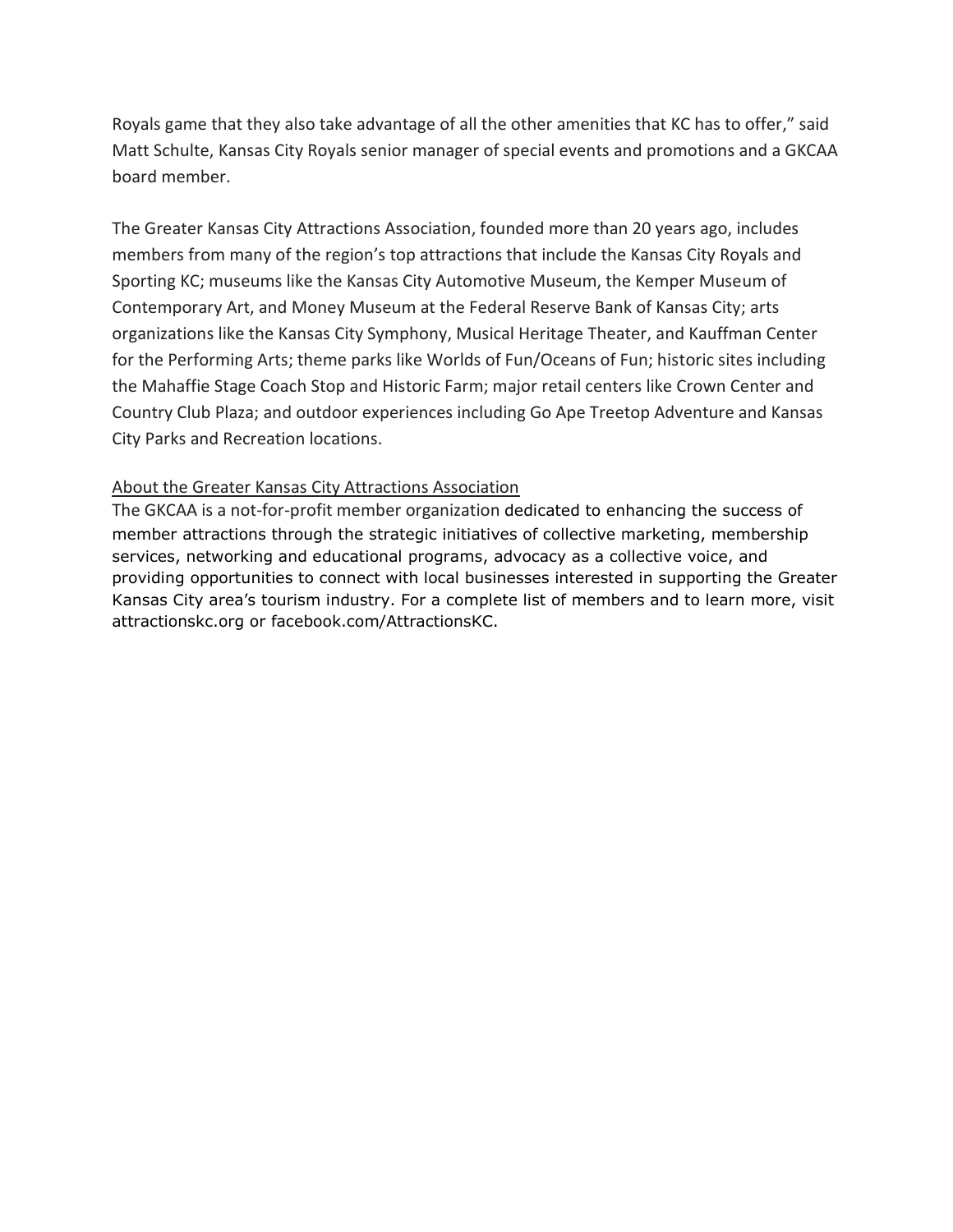Royals game that they also take advantage of all the other amenities that KC has to offer," said Matt Schulte, Kansas City Royals senior manager of special events and promotions and a GKCAA board member.

The Greater Kansas City Attractions Association, founded more than 20 years ago, includes members from many of the region's top attractions that include the Kansas City Royals and Sporting KC; museums like the Kansas City Automotive Museum, the Kemper Museum of Contemporary Art, and Money Museum at the Federal Reserve Bank of Kansas City; arts organizations like the Kansas City Symphony, Musical Heritage Theater, and Kauffman Center for the Performing Arts; theme parks like Worlds of Fun/Oceans of Fun; historic sites including the Mahaffie Stage Coach Stop and Historic Farm; major retail centers like Crown Center and Country Club Plaza; and outdoor experiences including Go Ape Treetop Adventure and Kansas City Parks and Recreation locations.

About the Greater Kansas City Attractions Association

The GKCAA is a not-for-profit member organization dedicated to enhancing the success of member attractions through the strategic initiatives of collective marketing, membership services, networking and educational programs, advocacy as a collective voice, and providing opportunities to connect with local businesses interested in supporting the Greater Kansas City area's tourism industry. For a complete list of members and to learn more, visit attractionskc.org or facebook.com/AttractionsKC.